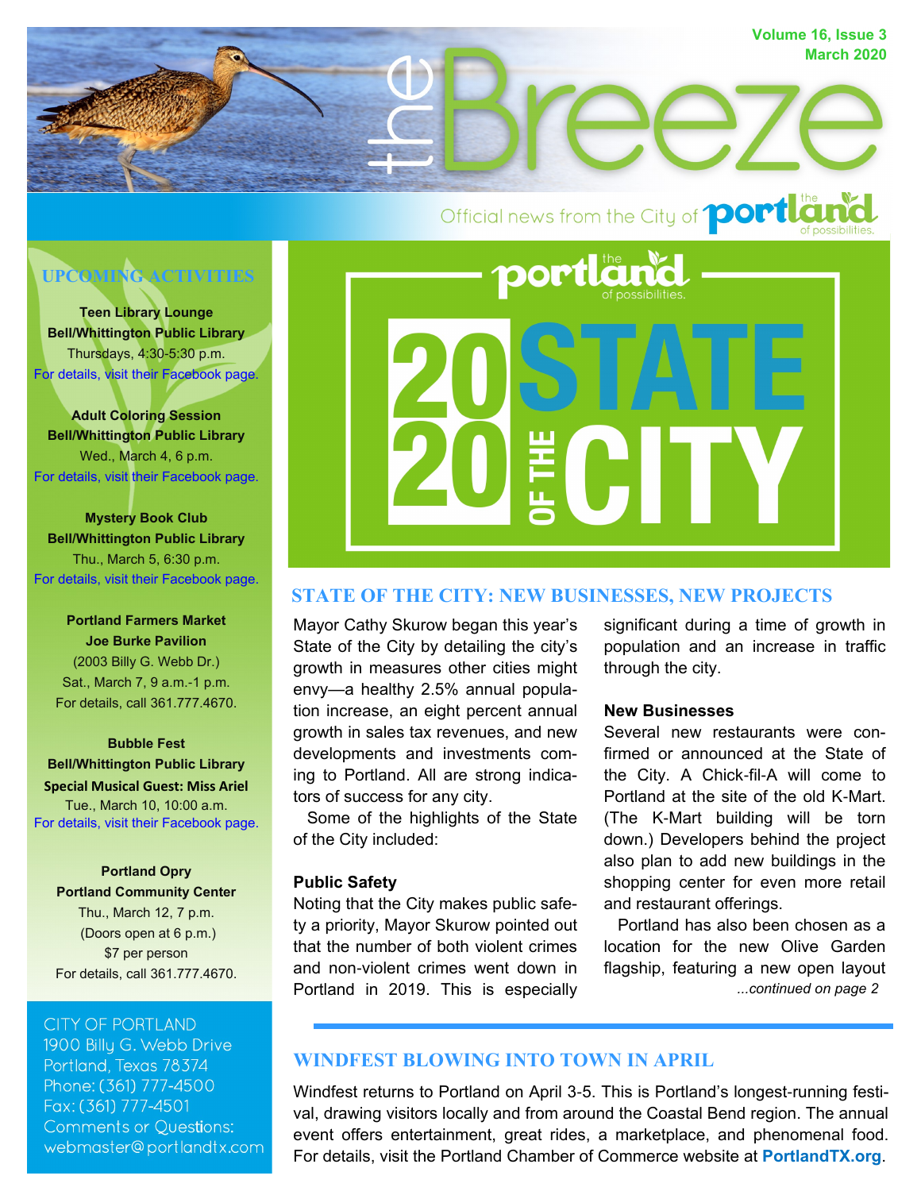# the Breeze

Volume 16, Issue 3
March 2020

Official news from the City of Portland – the land of possibilities.

## UPCOMING ACTIVITIES

**Teen Library Lounge**
**Bell/Whittington Public Library**
Thursdays, 4:30-5:30 p.m.
For details, visit their Facebook page.

**Adult Coloring Session**
**Bell/Whittington Public Library**
Wed., March 4, 6 p.m.
For details, visit their Facebook page.

**Mystery Book Club**
**Bell/Whittington Public Library**
Thu., March 5, 6:30 p.m.
For details, visit their Facebook page.

**Portland Farmers Market**
**Joe Burke Pavilion**
(2003 Billy G. Webb Dr.)
Sat., March 7, 9 a.m.-1 p.m.
For details, call 361.777.4670.

**Bubble Fest**
**Bell/Whittington Public Library**
**Special Musical Guest: Miss Ariel**
Tue., March 10, 10:00 a.m.
For details, visit their Facebook page.

**Portland Opry**
**Portland Community Center**
Thu., March 12, 7 p.m.
(Doors open at 6 p.m.)
$7 per person
For details, call 361.777.4670.

CITY OF PORTLAND
1900 Billy G. Webb Drive
Portland, Texas 78374
Phone: (361) 777-4500
Fax: (361) 777-4501
Comments or Questions:
webmaster@portlandtx.com

Portland, the land of possibilities — 2020 STATE OF THE CITY

## STATE OF THE CITY: NEW BUSINESSES, NEW PROJECTS

Mayor Cathy Skurow began this year's State of the City by detailing the city's growth in measures other cities might envy—a healthy 2.5% annual population increase, an eight percent annual growth in sales tax revenues, and new developments and investments coming to Portland. All are strong indicators of success for any city.

Some of the highlights of the State of the City included:

**Public Safety**
Noting that the City makes public safety a priority, Mayor Skurow pointed out that the number of both violent crimes and non-violent crimes went down in Portland in 2019. This is especially significant during a time of growth in population and an increase in traffic through the city.

**New Businesses**
Several new restaurants were confirmed or announced at the State of the City. A Chick-fil-A will come to Portland at the site of the old K-Mart. (The K-Mart building will be torn down.) Developers behind the project also plan to add new buildings in the shopping center for even more retail and restaurant offerings.

Portland has also been chosen as a location for the new Olive Garden flagship, featuring a new open layout

*...continued on page 2*

## WINDFEST BLOWING INTO TOWN IN APRIL

Windfest returns to Portland on April 3-5. This is Portland's longest-running festival, drawing visitors locally and from around the Coastal Bend region. The annual event offers entertainment, great rides, a marketplace, and phenomenal food. For details, visit the Portland Chamber of Commerce website at **PortlandTX.org**.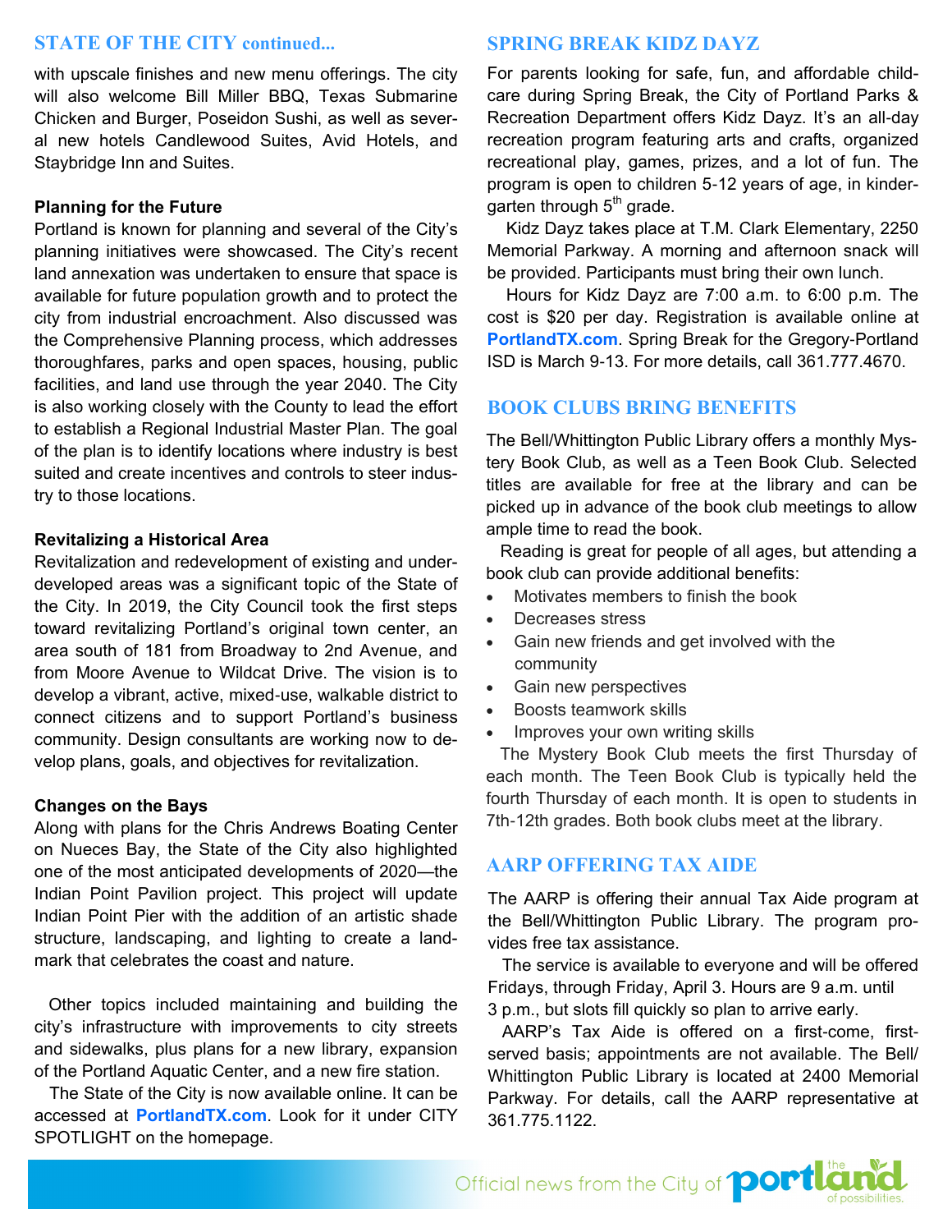## STATE OF THE CITY continued...

with upscale finishes and new menu offerings. The city will also welcome Bill Miller BBQ, Texas Submarine Chicken and Burger, Poseidon Sushi, as well as several new hotels Candlewood Suites, Avid Hotels, and Staybridge Inn and Suites.

**Planning for the Future**

Portland is known for planning and several of the City's planning initiatives were showcased. The City's recent land annexation was undertaken to ensure that space is available for future population growth and to protect the city from industrial encroachment. Also discussed was the Comprehensive Planning process, which addresses thoroughfares, parks and open spaces, housing, public facilities, and land use through the year 2040. The City is also working closely with the County to lead the effort to establish a Regional Industrial Master Plan. The goal of the plan is to identify locations where industry is best suited and create incentives and controls to steer industry to those locations.

**Revitalizing a Historical Area**

Revitalization and redevelopment of existing and underdeveloped areas was a significant topic of the State of the City. In 2019, the City Council took the first steps toward revitalizing Portland's original town center, an area south of 181 from Broadway to 2nd Avenue, and from Moore Avenue to Wildcat Drive. The vision is to develop a vibrant, active, mixed-use, walkable district to connect citizens and to support Portland's business community. Design consultants are working now to develop plans, goals, and objectives for revitalization.

**Changes on the Bays**

Along with plans for the Chris Andrews Boating Center on Nueces Bay, the State of the City also highlighted one of the most anticipated developments of 2020—the Indian Point Pavilion project. This project will update Indian Point Pier with the addition of an artistic shade structure, landscaping, and lighting to create a landmark that celebrates the coast and nature.

Other topics included maintaining and building the city's infrastructure with improvements to city streets and sidewalks, plus plans for a new library, expansion of the Portland Aquatic Center, and a new fire station.

The State of the City is now available online. It can be accessed at **PortlandTX.com**. Look for it under CITY SPOTLIGHT on the homepage.

## SPRING BREAK KIDZ DAYZ

For parents looking for safe, fun, and affordable childcare during Spring Break, the City of Portland Parks & Recreation Department offers Kidz Dayz. It's an all-day recreation program featuring arts and crafts, organized recreational play, games, prizes, and a lot of fun. The program is open to children 5-12 years of age, in kindergarten through 5th grade.

Kidz Dayz takes place at T.M. Clark Elementary, 2250 Memorial Parkway. A morning and afternoon snack will be provided. Participants must bring their own lunch.

Hours for Kidz Dayz are 7:00 a.m. to 6:00 p.m. The cost is $20 per day. Registration is available online at **PortlandTX.com**. Spring Break for the Gregory-Portland ISD is March 9-13. For more details, call 361.777.4670.

## BOOK CLUBS BRING BENEFITS

The Bell/Whittington Public Library offers a monthly Mystery Book Club, as well as a Teen Book Club. Selected titles are available for free at the library and can be picked up in advance of the book club meetings to allow ample time to read the book.

Reading is great for people of all ages, but attending a book club can provide additional benefits:

- Motivates members to finish the book
- Decreases stress
- Gain new friends and get involved with the community
- Gain new perspectives
- Boosts teamwork skills
- Improves your own writing skills

The Mystery Book Club meets the first Thursday of each month. The Teen Book Club is typically held the fourth Thursday of each month. It is open to students in 7th-12th grades. Both book clubs meet at the library.

## AARP OFFERING TAX AIDE

The AARP is offering their annual Tax Aide program at the Bell/Whittington Public Library. The program provides free tax assistance.

The service is available to everyone and will be offered Fridays, through Friday, April 3. Hours are 9 a.m. until 3 p.m., but slots fill quickly so plan to arrive early.

AARP's Tax Aide is offered on a first-come, first-served basis; appointments are not available. The Bell/Whittington Public Library is located at 2400 Memorial Parkway. For details, call the AARP representative at 361.775.1122.